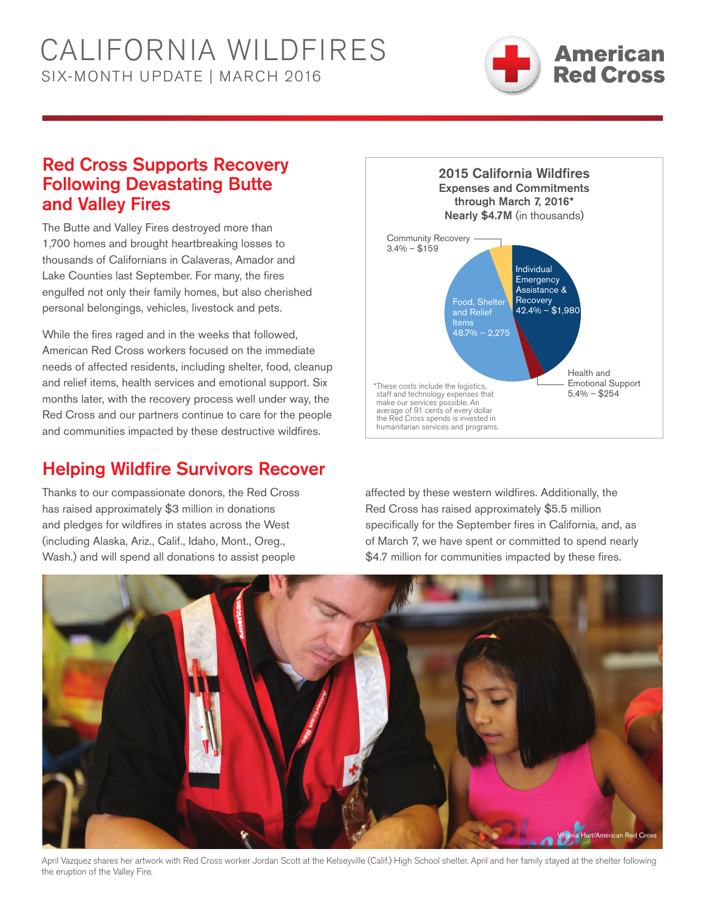# CALIFORNIA WILDFIRES

SIX-MONTH UPDATE | MARCH 2016

American Red Cross

## Red Cross Supports Recovery Following Devastating Butte and Valley Fires

The Butte and Valley Fires destroyed more than 1,700 homes and brought heartbreaking losses to thousands of Californians in Calaveras, Amador and Lake Counties last September. For many, the fires engulfed not only their family homes, but also cherished personal belongings, vehicles, livestock and pets.

While the fires raged and in the weeks that followed, American Red Cross workers focused on the immediate needs of affected residents, including shelter, food, cleanup and relief items, health services and emotional support. Six months later, with the recovery process well under way, the Red Cross and our partners continue to care for the people and communities impacted by these destructive wildfires.

**2015 California Wildfires**
**Expenses and Commitments through March 7, 2016***
**Nearly $4.7M** (in thousands)

- Community Recovery 3.4% – $159
- Individual Emergency Assistance & Recovery 42.4% – $1,980
- Food, Shelter and Relief Items 48.7% – 2,275
- Health and Emotional Support 5.4% – $254

*These costs include the logistics, staff and technology expenses that make our services possible. An average of 91 cents of every dollar the Red Cross spends is invested in humanitarian services and programs.

## Helping Wildfire Survivors Recover

Thanks to our compassionate donors, the Red Cross has raised approximately $3 million in donations and pledges for wildfires in states across the West (including Alaska, Ariz., Calif., Idaho, Mont., Oreg., Wash.) and will spend all donations to assist people affected by these western wildfires. Additionally, the Red Cross has raised approximately $5.5 million specifically for the September fires in California, and, as of March 7, we have spent or committed to spend nearly $4.7 million for communities impacted by these fires.

Virginia Hart/American Red Cross

April Vazquez shares her artwork with Red Cross worker Jordan Scott at the Kelseyville (Calif.) High School shelter. April and her family stayed at the shelter following the eruption of the Valley Fire.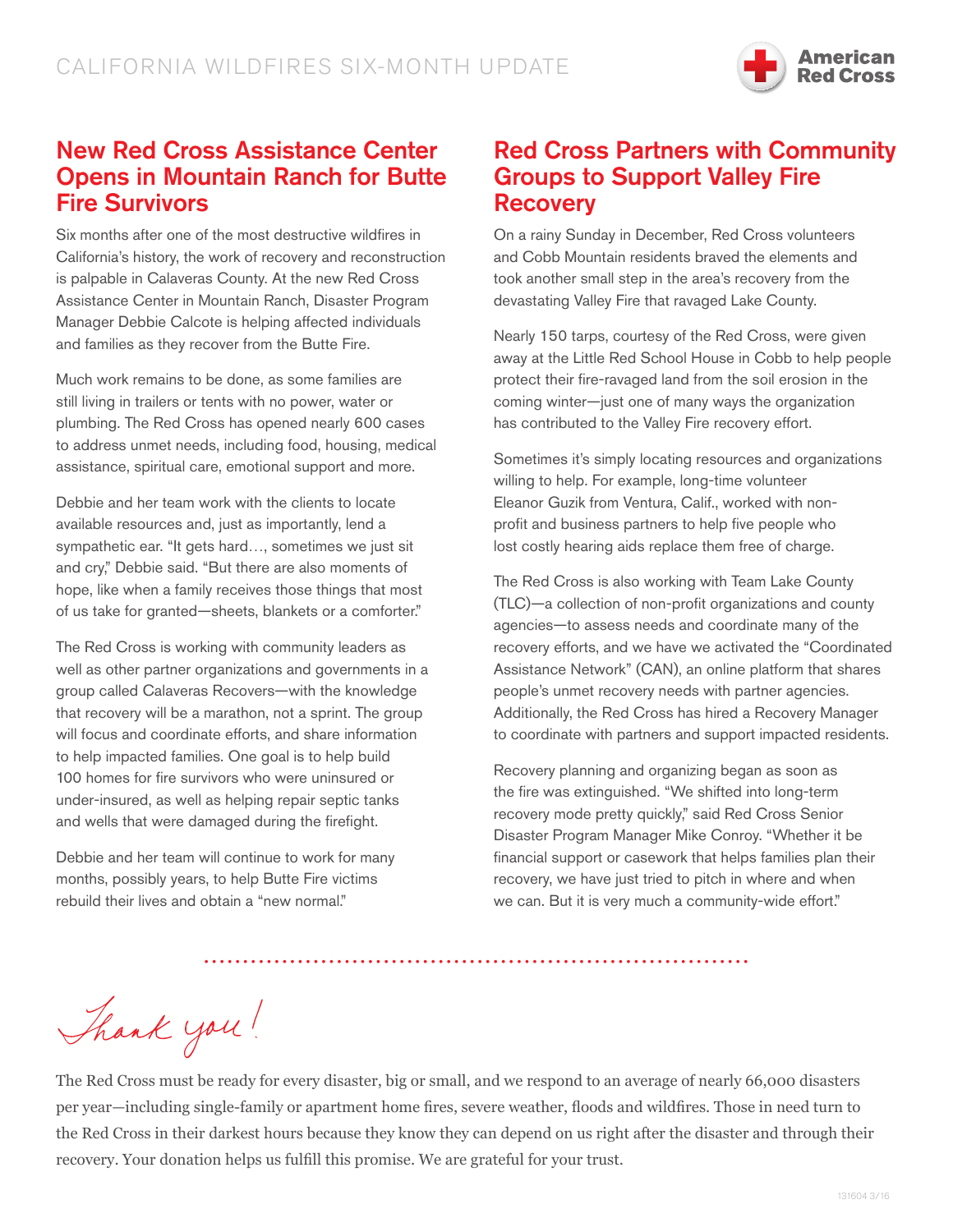## New Red Cross Assistance Center Opens in Mountain Ranch for Butte Fire Survivors

Six months after one of the most destructive wildfires in California's history, the work of recovery and reconstruction is palpable in Calaveras County. At the new Red Cross Assistance Center in Mountain Ranch, Disaster Program Manager Debbie Calcote is helping affected individuals and families as they recover from the Butte Fire.

Much work remains to be done, as some families are still living in trailers or tents with no power, water or plumbing. The Red Cross has opened nearly 600 cases to address unmet needs, including food, housing, medical assistance, spiritual care, emotional support and more.

Debbie and her team work with the clients to locate available resources and, just as importantly, lend a sympathetic ear. "It gets hard…, sometimes we just sit and cry," Debbie said. "But there are also moments of hope, like when a family receives those things that most of us take for granted—sheets, blankets or a comforter."

The Red Cross is working with community leaders as well as other partner organizations and governments in a group called Calaveras Recovers—with the knowledge that recovery will be a marathon, not a sprint. The group will focus and coordinate efforts, and share information to help impacted families. One goal is to help build 100 homes for fire survivors who were uninsured or under-insured, as well as helping repair septic tanks and wells that were damaged during the firefight.

Debbie and her team will continue to work for many months, possibly years, to help Butte Fire victims rebuild their lives and obtain a "new normal."

## Red Cross Partners with Community Groups to Support Valley Fire Recovery

On a rainy Sunday in December, Red Cross volunteers and Cobb Mountain residents braved the elements and took another small step in the area's recovery from the devastating Valley Fire that ravaged Lake County.

Nearly 150 tarps, courtesy of the Red Cross, were given away at the Little Red School House in Cobb to help people protect their fire-ravaged land from the soil erosion in the coming winter—just one of many ways the organization has contributed to the Valley Fire recovery effort.

Sometimes it's simply locating resources and organizations willing to help. For example, long-time volunteer Eleanor Guzik from Ventura, Calif., worked with non-profit and business partners to help five people who lost costly hearing aids replace them free of charge.

The Red Cross is also working with Team Lake County (TLC)—a collection of non-profit organizations and county agencies—to assess needs and coordinate many of the recovery efforts, and we have we activated the "Coordinated Assistance Network" (CAN), an online platform that shares people's unmet recovery needs with partner agencies. Additionally, the Red Cross has hired a Recovery Manager to coordinate with partners and support impacted residents.

Recovery planning and organizing began as soon as the fire was extinguished. "We shifted into long-term recovery mode pretty quickly," said Red Cross Senior Disaster Program Manager Mike Conroy. "Whether it be financial support or casework that helps families plan their recovery, we have just tried to pitch in where and when we can. But it is very much a community-wide effort."

*Thank you!*

The Red Cross must be ready for every disaster, big or small, and we respond to an average of nearly 66,000 disasters per year—including single-family or apartment home fires, severe weather, floods and wildfires. Those in need turn to the Red Cross in their darkest hours because they know they can depend on us right after the disaster and through their recovery. Your donation helps us fulfill this promise. We are grateful for your trust.

131604 3/16